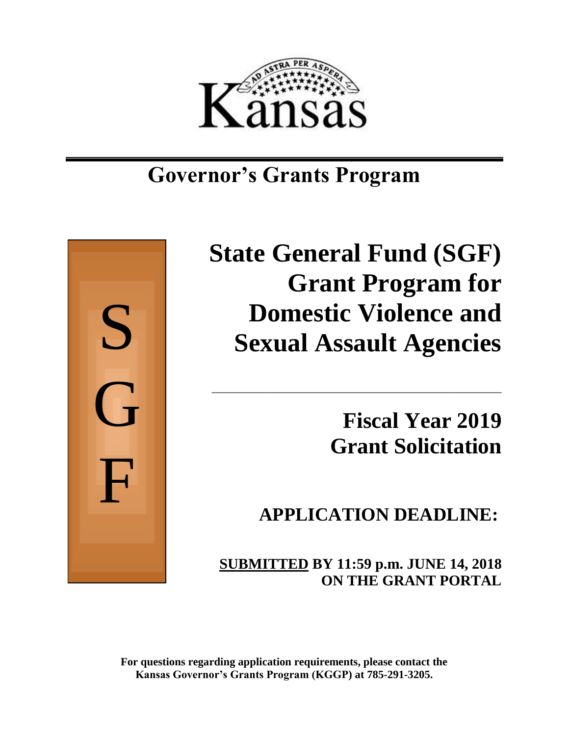AD ASTRA PER ASPERA

Kansas

# Governor's Grants Program

S
G
F

# State General Fund (SGF) Grant Program for Domestic Violence and Sexual Assault Agencies

## Fiscal Year 2019 Grant Solicitation

## APPLICATION DEADLINE:

**SUBMITTED BY 11:59 p.m. JUNE 14, 2018 ON THE GRANT PORTAL**

**For questions regarding application requirements, please contact the Kansas Governor's Grants Program (KGGP) at 785-291-3205.**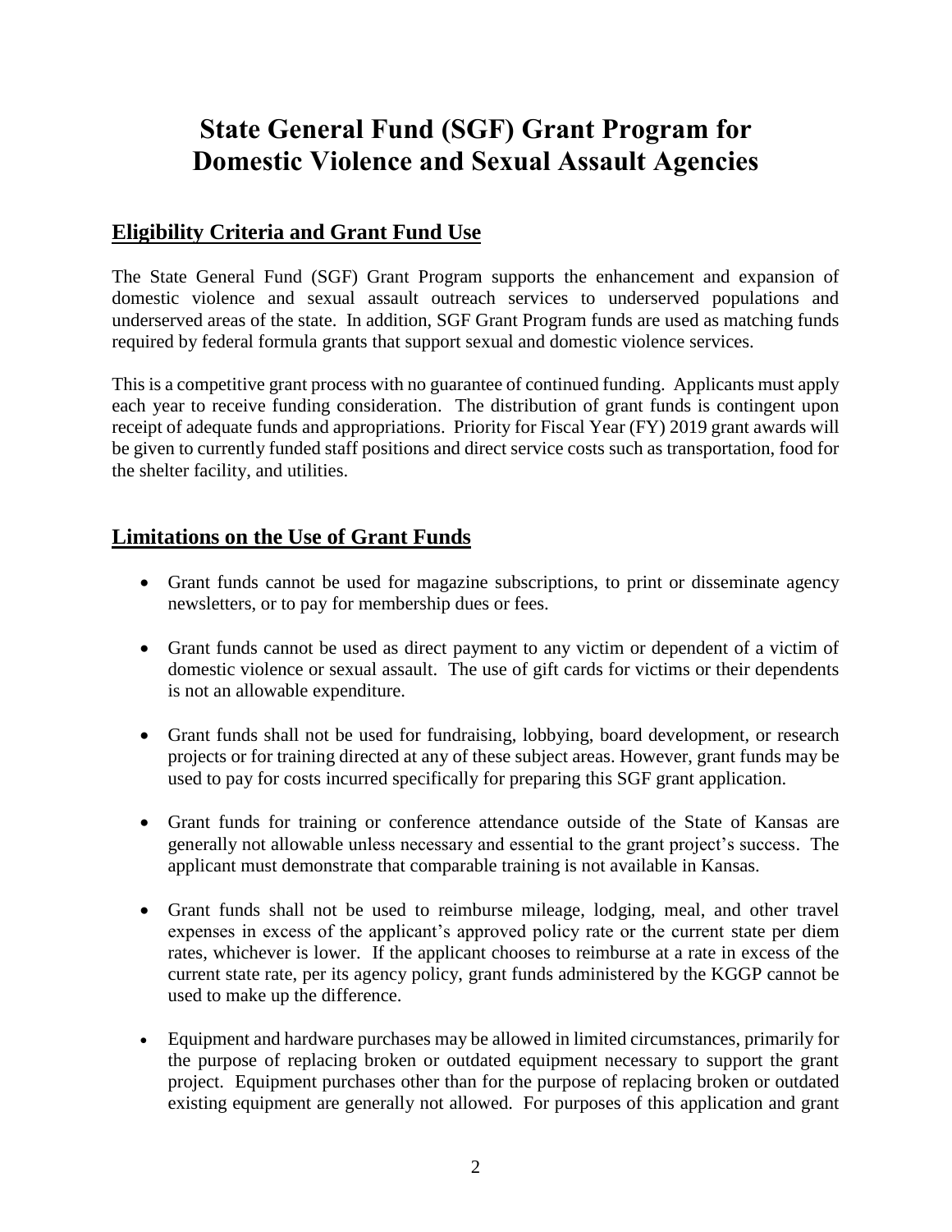# State General Fund (SGF) Grant Program for Domestic Violence and Sexual Assault Agencies

## Eligibility Criteria and Grant Fund Use

The State General Fund (SGF) Grant Program supports the enhancement and expansion of domestic violence and sexual assault outreach services to underserved populations and underserved areas of the state. In addition, SGF Grant Program funds are used as matching funds required by federal formula grants that support sexual and domestic violence services.

This is a competitive grant process with no guarantee of continued funding. Applicants must apply each year to receive funding consideration. The distribution of grant funds is contingent upon receipt of adequate funds and appropriations. Priority for Fiscal Year (FY) 2019 grant awards will be given to currently funded staff positions and direct service costs such as transportation, food for the shelter facility, and utilities.

## Limitations on the Use of Grant Funds

- Grant funds cannot be used for magazine subscriptions, to print or disseminate agency newsletters, or to pay for membership dues or fees.
- Grant funds cannot be used as direct payment to any victim or dependent of a victim of domestic violence or sexual assault. The use of gift cards for victims or their dependents is not an allowable expenditure.
- Grant funds shall not be used for fundraising, lobbying, board development, or research projects or for training directed at any of these subject areas. However, grant funds may be used to pay for costs incurred specifically for preparing this SGF grant application.
- Grant funds for training or conference attendance outside of the State of Kansas are generally not allowable unless necessary and essential to the grant project's success. The applicant must demonstrate that comparable training is not available in Kansas.
- Grant funds shall not be used to reimburse mileage, lodging, meal, and other travel expenses in excess of the applicant's approved policy rate or the current state per diem rates, whichever is lower. If the applicant chooses to reimburse at a rate in excess of the current state rate, per its agency policy, grant funds administered by the KGGP cannot be used to make up the difference.
- Equipment and hardware purchases may be allowed in limited circumstances, primarily for the purpose of replacing broken or outdated equipment necessary to support the grant project. Equipment purchases other than for the purpose of replacing broken or outdated existing equipment are generally not allowed. For purposes of this application and grant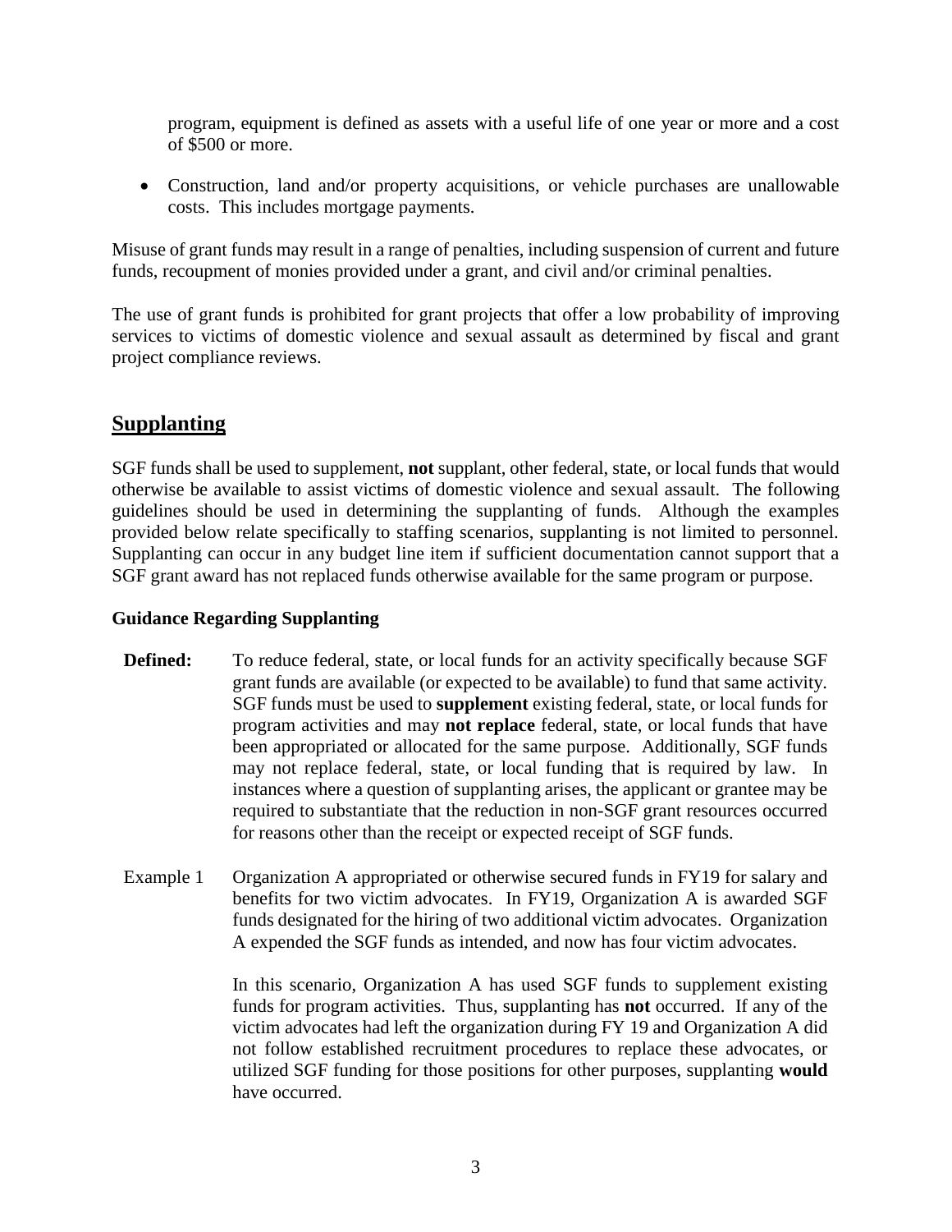program, equipment is defined as assets with a useful life of one year or more and a cost of $500 or more.

- Construction, land and/or property acquisitions, or vehicle purchases are unallowable costs. This includes mortgage payments.

Misuse of grant funds may result in a range of penalties, including suspension of current and future funds, recoupment of monies provided under a grant, and civil and/or criminal penalties.

The use of grant funds is prohibited for grant projects that offer a low probability of improving services to victims of domestic violence and sexual assault as determined by fiscal and grant project compliance reviews.

## Supplanting

SGF funds shall be used to supplement, **not** supplant, other federal, state, or local funds that would otherwise be available to assist victims of domestic violence and sexual assault. The following guidelines should be used in determining the supplanting of funds. Although the examples provided below relate specifically to staffing scenarios, supplanting is not limited to personnel. Supplanting can occur in any budget line item if sufficient documentation cannot support that a SGF grant award has not replaced funds otherwise available for the same program or purpose.

### Guidance Regarding Supplanting

**Defined:** To reduce federal, state, or local funds for an activity specifically because SGF grant funds are available (or expected to be available) to fund that same activity. SGF funds must be used to **supplement** existing federal, state, or local funds for program activities and may **not replace** federal, state, or local funds that have been appropriated or allocated for the same purpose. Additionally, SGF funds may not replace federal, state, or local funding that is required by law. In instances where a question of supplanting arises, the applicant or grantee may be required to substantiate that the reduction in non-SGF grant resources occurred for reasons other than the receipt or expected receipt of SGF funds.

Example 1 Organization A appropriated or otherwise secured funds in FY19 for salary and benefits for two victim advocates. In FY19, Organization A is awarded SGF funds designated for the hiring of two additional victim advocates. Organization A expended the SGF funds as intended, and now has four victim advocates.

In this scenario, Organization A has used SGF funds to supplement existing funds for program activities. Thus, supplanting has **not** occurred. If any of the victim advocates had left the organization during FY 19 and Organization A did not follow established recruitment procedures to replace these advocates, or utilized SGF funding for those positions for other purposes, supplanting **would** have occurred.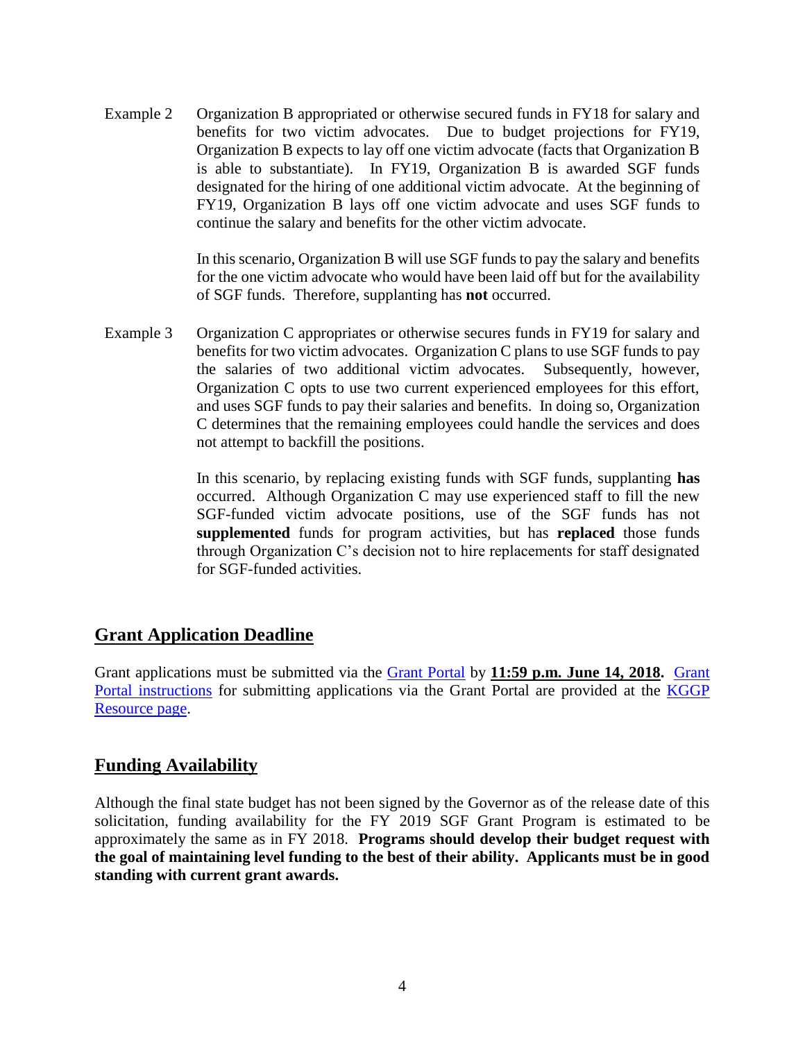Example 2 Organization B appropriated or otherwise secured funds in FY18 for salary and benefits for two victim advocates. Due to budget projections for FY19, Organization B expects to lay off one victim advocate (facts that Organization B is able to substantiate). In FY19, Organization B is awarded SGF funds designated for the hiring of one additional victim advocate. At the beginning of FY19, Organization B lays off one victim advocate and uses SGF funds to continue the salary and benefits for the other victim advocate.

In this scenario, Organization B will use SGF funds to pay the salary and benefits for the one victim advocate who would have been laid off but for the availability of SGF funds. Therefore, supplanting has **not** occurred.

Example 3 Organization C appropriates or otherwise secures funds in FY19 for salary and benefits for two victim advocates. Organization C plans to use SGF funds to pay the salaries of two additional victim advocates. Subsequently, however, Organization C opts to use two current experienced employees for this effort, and uses SGF funds to pay their salaries and benefits. In doing so, Organization C determines that the remaining employees could handle the services and does not attempt to backfill the positions.

In this scenario, by replacing existing funds with SGF funds, supplanting **has** occurred. Although Organization C may use experienced staff to fill the new SGF-funded victim advocate positions, use of the SGF funds has not **supplemented** funds for program activities, but has **replaced** those funds through Organization C's decision not to hire replacements for staff designated for SGF-funded activities.

## Grant Application Deadline

Grant applications must be submitted via the Grant Portal by **11:59 p.m. June 14, 2018.** Grant Portal instructions for submitting applications via the Grant Portal are provided at the KGGP Resource page.

## Funding Availability

Although the final state budget has not been signed by the Governor as of the release date of this solicitation, funding availability for the FY 2019 SGF Grant Program is estimated to be approximately the same as in FY 2018. **Programs should develop their budget request with the goal of maintaining level funding to the best of their ability. Applicants must be in good standing with current grant awards.**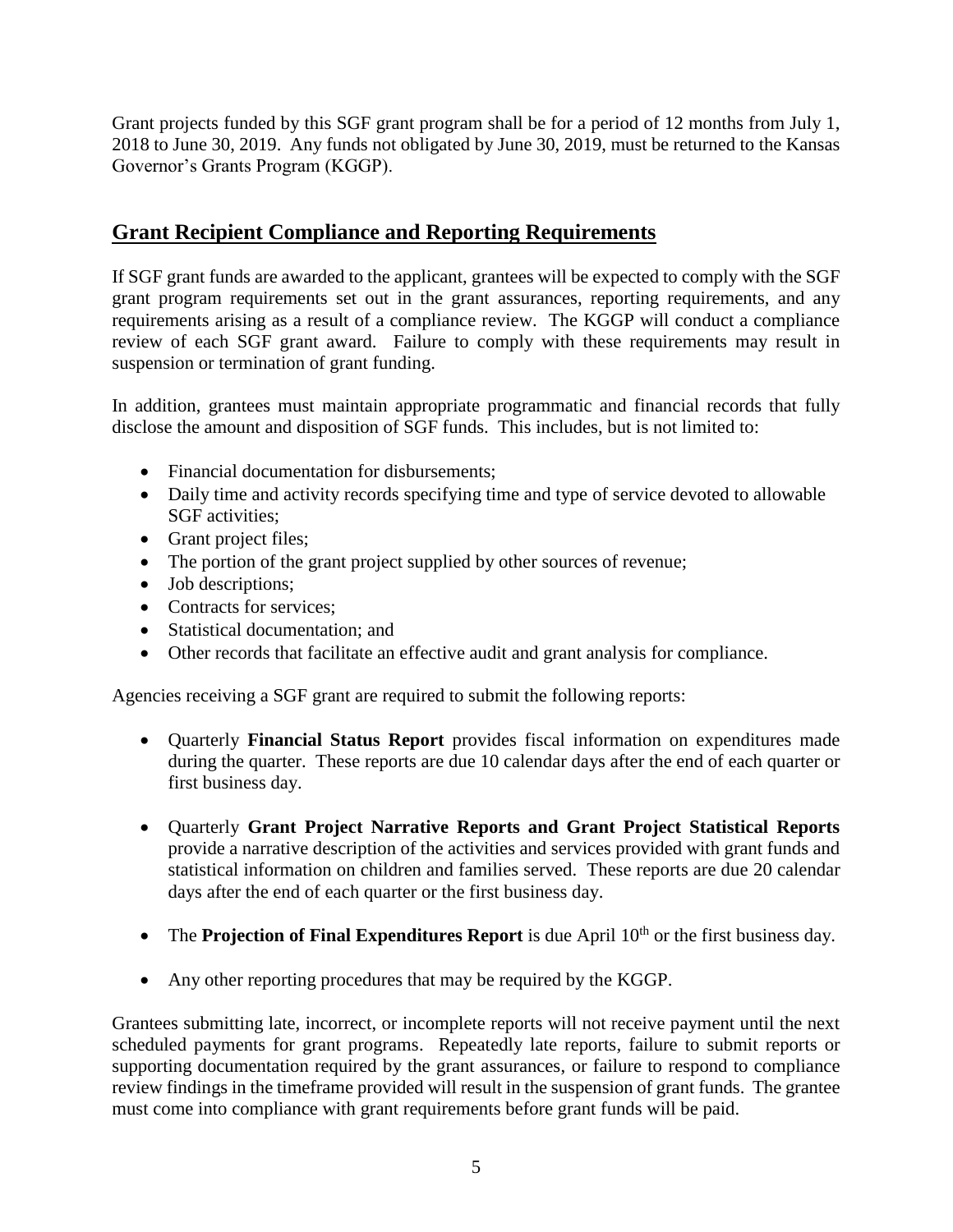Grant projects funded by this SGF grant program shall be for a period of 12 months from July 1, 2018 to June 30, 2019. Any funds not obligated by June 30, 2019, must be returned to the Kansas Governor's Grants Program (KGGP).

## Grant Recipient Compliance and Reporting Requirements

If SGF grant funds are awarded to the applicant, grantees will be expected to comply with the SGF grant program requirements set out in the grant assurances, reporting requirements, and any requirements arising as a result of a compliance review. The KGGP will conduct a compliance review of each SGF grant award. Failure to comply with these requirements may result in suspension or termination of grant funding.

In addition, grantees must maintain appropriate programmatic and financial records that fully disclose the amount and disposition of SGF funds. This includes, but is not limited to:

- Financial documentation for disbursements;
- Daily time and activity records specifying time and type of service devoted to allowable SGF activities;
- Grant project files;
- The portion of the grant project supplied by other sources of revenue;
- Job descriptions;
- Contracts for services;
- Statistical documentation; and
- Other records that facilitate an effective audit and grant analysis for compliance.

Agencies receiving a SGF grant are required to submit the following reports:

- Quarterly **Financial Status Report** provides fiscal information on expenditures made during the quarter. These reports are due 10 calendar days after the end of each quarter or first business day.

- Quarterly **Grant Project Narrative Reports and Grant Project Statistical Reports** provide a narrative description of the activities and services provided with grant funds and statistical information on children and families served. These reports are due 20 calendar days after the end of each quarter or the first business day.

- The **Projection of Final Expenditures Report** is due April 10th or the first business day.

- Any other reporting procedures that may be required by the KGGP.

Grantees submitting late, incorrect, or incomplete reports will not receive payment until the next scheduled payments for grant programs. Repeatedly late reports, failure to submit reports or supporting documentation required by the grant assurances, or failure to respond to compliance review findings in the timeframe provided will result in the suspension of grant funds. The grantee must come into compliance with grant requirements before grant funds will be paid.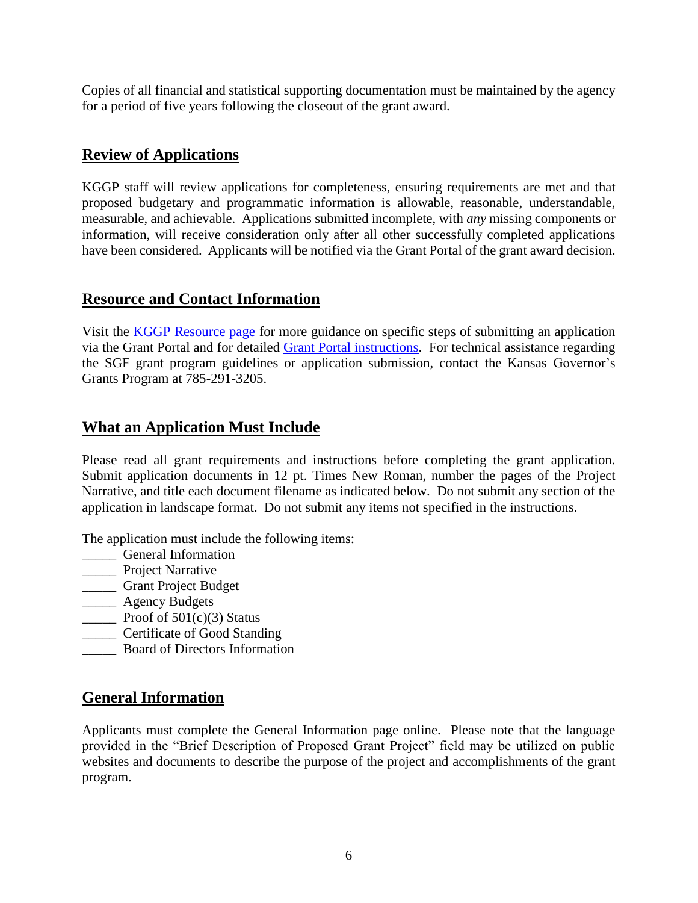Copies of all financial and statistical supporting documentation must be maintained by the agency for a period of five years following the closeout of the grant award.

## Review of Applications

KGGP staff will review applications for completeness, ensuring requirements are met and that proposed budgetary and programmatic information is allowable, reasonable, understandable, measurable, and achievable. Applications submitted incomplete, with *any* missing components or information, will receive consideration only after all other successfully completed applications have been considered. Applicants will be notified via the Grant Portal of the grant award decision.

## Resource and Contact Information

Visit the KGGP Resource page for more guidance on specific steps of submitting an application via the Grant Portal and for detailed Grant Portal instructions. For technical assistance regarding the SGF grant program guidelines or application submission, contact the Kansas Governor's Grants Program at 785-291-3205.

## What an Application Must Include

Please read all grant requirements and instructions before completing the grant application. Submit application documents in 12 pt. Times New Roman, number the pages of the Project Narrative, and title each document filename as indicated below. Do not submit any section of the application in landscape format. Do not submit any items not specified in the instructions.

The application must include the following items:

_____ General Information
_____ Project Narrative
_____ Grant Project Budget
_____ Agency Budgets
_____ Proof of 501(c)(3) Status
_____ Certificate of Good Standing
_____ Board of Directors Information

## General Information

Applicants must complete the General Information page online. Please note that the language provided in the "Brief Description of Proposed Grant Project" field may be utilized on public websites and documents to describe the purpose of the project and accomplishments of the grant program.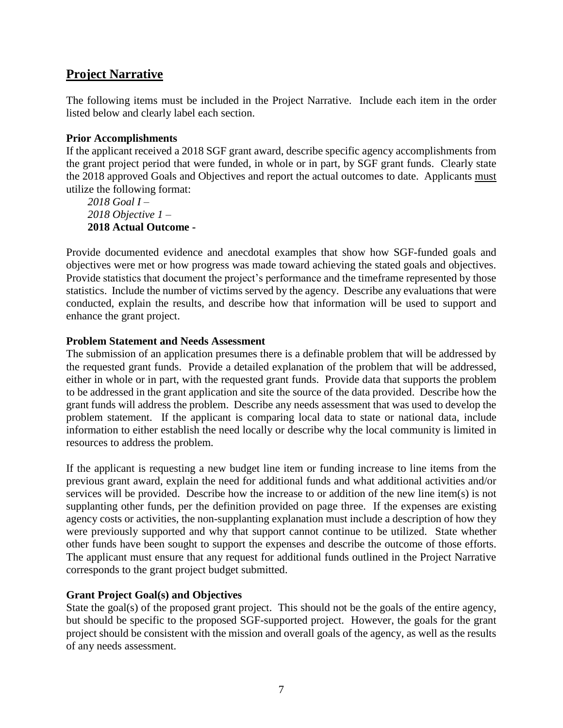## **Project Narrative**

The following items must be included in the Project Narrative. Include each item in the order listed below and clearly label each section.

**Prior Accomplishments**

If the applicant received a 2018 SGF grant award, describe specific agency accomplishments from the grant project period that were funded, in whole or in part, by SGF grant funds. Clearly state the 2018 approved Goals and Objectives and report the actual outcomes to date. Applicants <u>must</u> utilize the following format:

*2018 Goal I –*
*2018 Objective 1 –*
**2018 Actual Outcome -**

Provide documented evidence and anecdotal examples that show how SGF-funded goals and objectives were met or how progress was made toward achieving the stated goals and objectives. Provide statistics that document the project's performance and the timeframe represented by those statistics. Include the number of victims served by the agency. Describe any evaluations that were conducted, explain the results, and describe how that information will be used to support and enhance the grant project.

**Problem Statement and Needs Assessment**

The submission of an application presumes there is a definable problem that will be addressed by the requested grant funds. Provide a detailed explanation of the problem that will be addressed, either in whole or in part, with the requested grant funds. Provide data that supports the problem to be addressed in the grant application and site the source of the data provided. Describe how the grant funds will address the problem. Describe any needs assessment that was used to develop the problem statement. If the applicant is comparing local data to state or national data, include information to either establish the need locally or describe why the local community is limited in resources to address the problem.

If the applicant is requesting a new budget line item or funding increase to line items from the previous grant award, explain the need for additional funds and what additional activities and/or services will be provided. Describe how the increase to or addition of the new line item(s) is not supplanting other funds, per the definition provided on page three. If the expenses are existing agency costs or activities, the non-supplanting explanation must include a description of how they were previously supported and why that support cannot continue to be utilized. State whether other funds have been sought to support the expenses and describe the outcome of those efforts. The applicant must ensure that any request for additional funds outlined in the Project Narrative corresponds to the grant project budget submitted.

**Grant Project Goal(s) and Objectives**

State the goal(s) of the proposed grant project. This should not be the goals of the entire agency, but should be specific to the proposed SGF-supported project. However, the goals for the grant project should be consistent with the mission and overall goals of the agency, as well as the results of any needs assessment.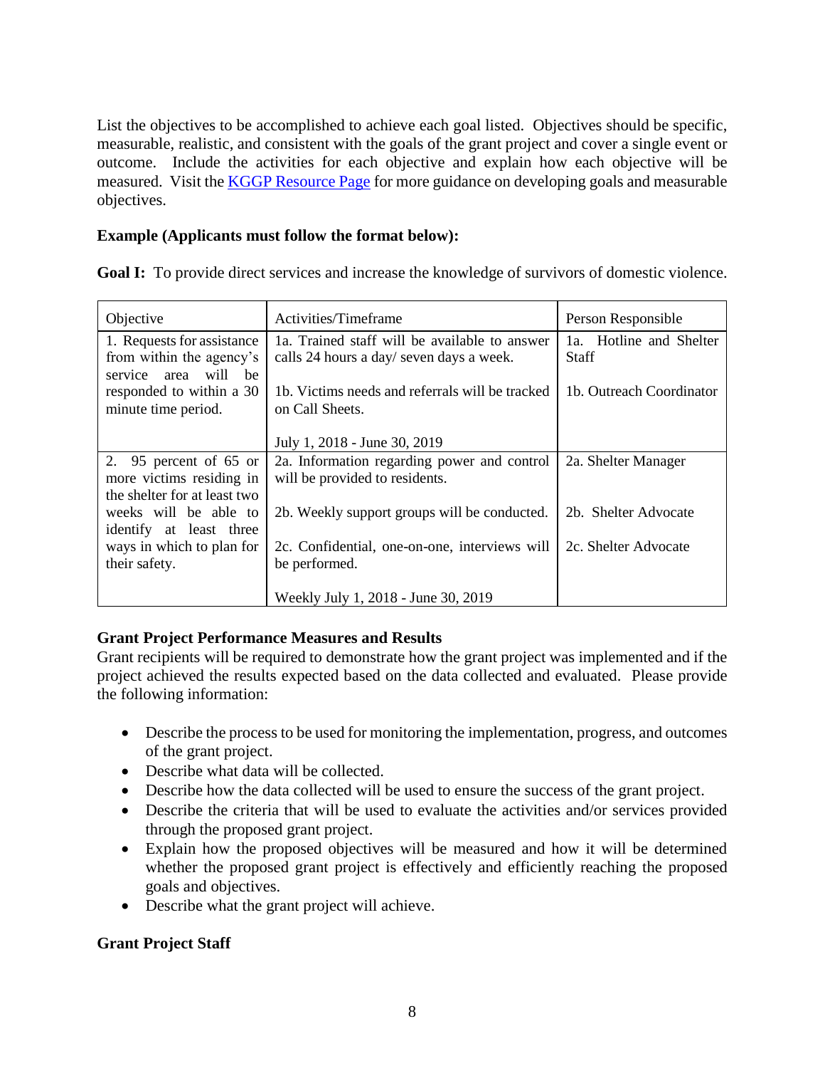List the objectives to be accomplished to achieve each goal listed. Objectives should be specific, measurable, realistic, and consistent with the goals of the grant project and cover a single event or outcome. Include the activities for each objective and explain how each objective will be measured. Visit the [KGGP Resource Page]() for more guidance on developing goals and measurable objectives.

**Example (Applicants must follow the format below):**

**Goal I:** To provide direct services and increase the knowledge of survivors of domestic violence.

| Objective | Activities/Timeframe | Person Responsible |
|---|---|---|
| 1. Requests for assistance from within the agency's service area will be responded to within a 30 minute time period. | 1a. Trained staff will be available to answer calls 24 hours a day/ seven days a week.<br><br>1b. Victims needs and referrals will be tracked on Call Sheets.<br><br>July 1, 2018 - June 30, 2019 | 1a. Hotline and Shelter Staff<br><br>1b. Outreach Coordinator |
| 2. 95 percent of 65 or more victims residing in the shelter for at least two weeks will be able to identify at least three ways in which to plan for their safety. | 2a. Information regarding power and control will be provided to residents.<br><br>2b. Weekly support groups will be conducted.<br><br>2c. Confidential, one-on-one, interviews will be performed.<br><br>Weekly July 1, 2018 - June 30, 2019 | 2a. Shelter Manager<br><br>2b. Shelter Advocate<br><br>2c. Shelter Advocate |

**Grant Project Performance Measures and Results**

Grant recipients will be required to demonstrate how the grant project was implemented and if the project achieved the results expected based on the data collected and evaluated. Please provide the following information:

- Describe the process to be used for monitoring the implementation, progress, and outcomes of the grant project.
- Describe what data will be collected.
- Describe how the data collected will be used to ensure the success of the grant project.
- Describe the criteria that will be used to evaluate the activities and/or services provided through the proposed grant project.
- Explain how the proposed objectives will be measured and how it will be determined whether the proposed grant project is effectively and efficiently reaching the proposed goals and objectives.
- Describe what the grant project will achieve.

**Grant Project Staff**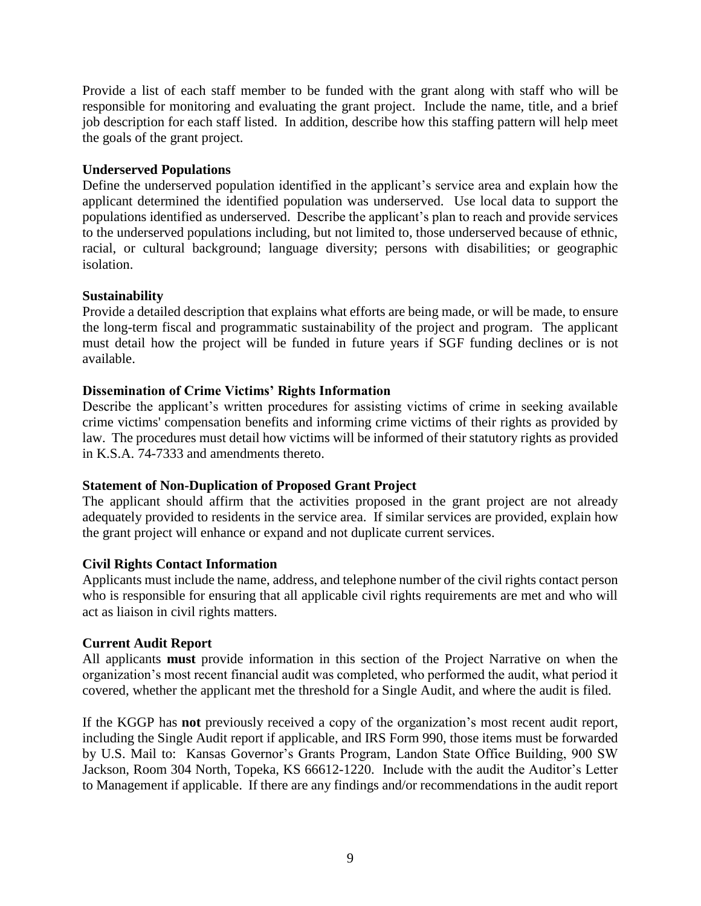Provide a list of each staff member to be funded with the grant along with staff who will be responsible for monitoring and evaluating the grant project. Include the name, title, and a brief job description for each staff listed. In addition, describe how this staffing pattern will help meet the goals of the grant project.

**Underserved Populations**

Define the underserved population identified in the applicant's service area and explain how the applicant determined the identified population was underserved. Use local data to support the populations identified as underserved. Describe the applicant's plan to reach and provide services to the underserved populations including, but not limited to, those underserved because of ethnic, racial, or cultural background; language diversity; persons with disabilities; or geographic isolation.

**Sustainability**

Provide a detailed description that explains what efforts are being made, or will be made, to ensure the long-term fiscal and programmatic sustainability of the project and program. The applicant must detail how the project will be funded in future years if SGF funding declines or is not available.

**Dissemination of Crime Victims' Rights Information**

Describe the applicant's written procedures for assisting victims of crime in seeking available crime victims' compensation benefits and informing crime victims of their rights as provided by law. The procedures must detail how victims will be informed of their statutory rights as provided in K.S.A. 74-7333 and amendments thereto.

**Statement of Non-Duplication of Proposed Grant Project**

The applicant should affirm that the activities proposed in the grant project are not already adequately provided to residents in the service area. If similar services are provided, explain how the grant project will enhance or expand and not duplicate current services.

**Civil Rights Contact Information**

Applicants must include the name, address, and telephone number of the civil rights contact person who is responsible for ensuring that all applicable civil rights requirements are met and who will act as liaison in civil rights matters.

**Current Audit Report**

All applicants **must** provide information in this section of the Project Narrative on when the organization's most recent financial audit was completed, who performed the audit, what period it covered, whether the applicant met the threshold for a Single Audit, and where the audit is filed.

If the KGGP has **not** previously received a copy of the organization's most recent audit report, including the Single Audit report if applicable, and IRS Form 990, those items must be forwarded by U.S. Mail to: Kansas Governor's Grants Program, Landon State Office Building, 900 SW Jackson, Room 304 North, Topeka, KS 66612-1220. Include with the audit the Auditor's Letter to Management if applicable. If there are any findings and/or recommendations in the audit report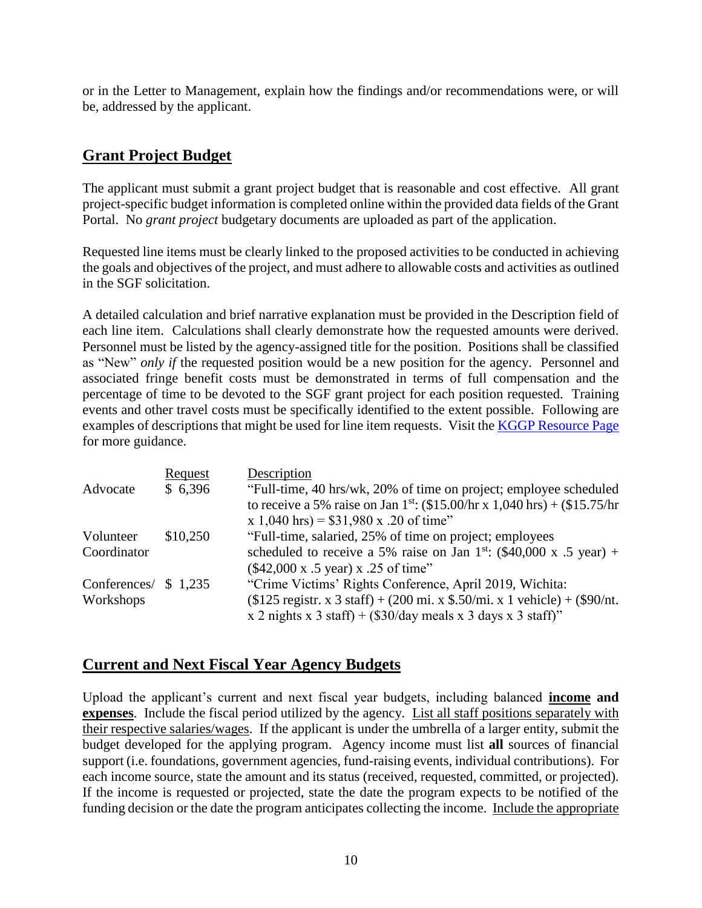or in the Letter to Management, explain how the findings and/or recommendations were, or will be, addressed by the applicant.

## Grant Project Budget

The applicant must submit a grant project budget that is reasonable and cost effective. All grant project-specific budget information is completed online within the provided data fields of the Grant Portal. No *grant project* budgetary documents are uploaded as part of the application.

Requested line items must be clearly linked to the proposed activities to be conducted in achieving the goals and objectives of the project, and must adhere to allowable costs and activities as outlined in the SGF solicitation.

A detailed calculation and brief narrative explanation must be provided in the Description field of each line item. Calculations shall clearly demonstrate how the requested amounts were derived. Personnel must be listed by the agency-assigned title for the position. Positions shall be classified as "New" *only if* the requested position would be a new position for the agency. Personnel and associated fringe benefit costs must be demonstrated in terms of full compensation and the percentage of time to be devoted to the SGF grant project for each position requested. Training events and other travel costs must be specifically identified to the extent possible. Following are examples of descriptions that might be used for line item requests. Visit the KGGP Resource Page for more guidance.

| | Request | Description |
|---|---|---|
| Advocate | $ 6,396 | "Full-time, 40 hrs/wk, 20% of time on project; employee scheduled to receive a 5% raise on Jan 1st: ($15.00/hr x 1,040 hrs) + ($15.75/hr x 1,040 hrs) = $31,980 x .20 of time" |
| Volunteer Coordinator | $10,250 | "Full-time, salaried, 25% of time on project; employees scheduled to receive a 5% raise on Jan 1st: ($40,000 x .5 year) + ($42,000 x .5 year) x .25 of time" |
| Conferences/ Workshops | $ 1,235 | "Crime Victims' Rights Conference, April 2019, Wichita: ($125 registr. x 3 staff) + (200 mi. x $.50/mi. x 1 vehicle) + ($90/nt. x 2 nights x 3 staff) + ($30/day meals x 3 days x 3 staff)" |

## Current and Next Fiscal Year Agency Budgets

Upload the applicant's current and next fiscal year budgets, including balanced **income and expenses**. Include the fiscal period utilized by the agency. List all staff positions separately with their respective salaries/wages. If the applicant is under the umbrella of a larger entity, submit the budget developed for the applying program. Agency income must list **all** sources of financial support (i.e. foundations, government agencies, fund-raising events, individual contributions). For each income source, state the amount and its status (received, requested, committed, or projected). If the income is requested or projected, state the date the program expects to be notified of the funding decision or the date the program anticipates collecting the income. Include the appropriate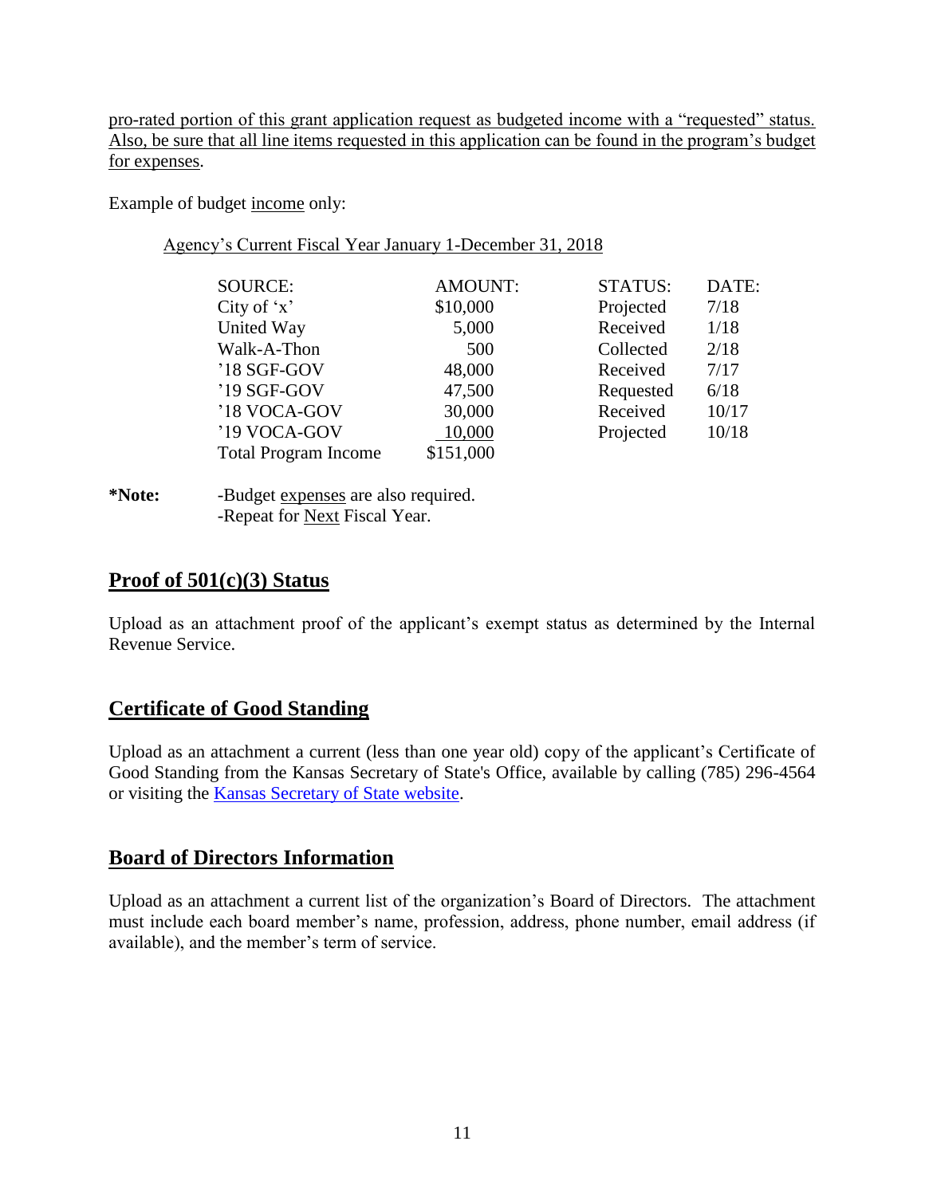pro-rated portion of this grant application request as budgeted income with a "requested" status. Also, be sure that all line items requested in this application can be found in the program's budget for expenses.

Example of budget income only:

Agency's Current Fiscal Year January 1-December 31, 2018

| SOURCE: | AMOUNT: | STATUS: | DATE: |
|---|---|---|---|
| City of 'x' | $10,000 | Projected | 7/18 |
| United Way | 5,000 | Received | 1/18 |
| Walk-A-Thon | 500 | Collected | 2/18 |
| '18 SGF-GOV | 48,000 | Received | 7/17 |
| '19 SGF-GOV | 47,500 | Requested | 6/18 |
| '18 VOCA-GOV | 30,000 | Received | 10/17 |
| '19 VOCA-GOV | 10,000 | Projected | 10/18 |
| Total Program Income | $151,000 | | |

**\*Note:** -Budget expenses are also required.
-Repeat for Next Fiscal Year.

## Proof of 501(c)(3) Status

Upload as an attachment proof of the applicant's exempt status as determined by the Internal Revenue Service.

## Certificate of Good Standing

Upload as an attachment a current (less than one year old) copy of the applicant's Certificate of Good Standing from the Kansas Secretary of State's Office, available by calling (785) 296-4564 or visiting the Kansas Secretary of State website.

## Board of Directors Information

Upload as an attachment a current list of the organization's Board of Directors. The attachment must include each board member's name, profession, address, phone number, email address (if available), and the member's term of service.